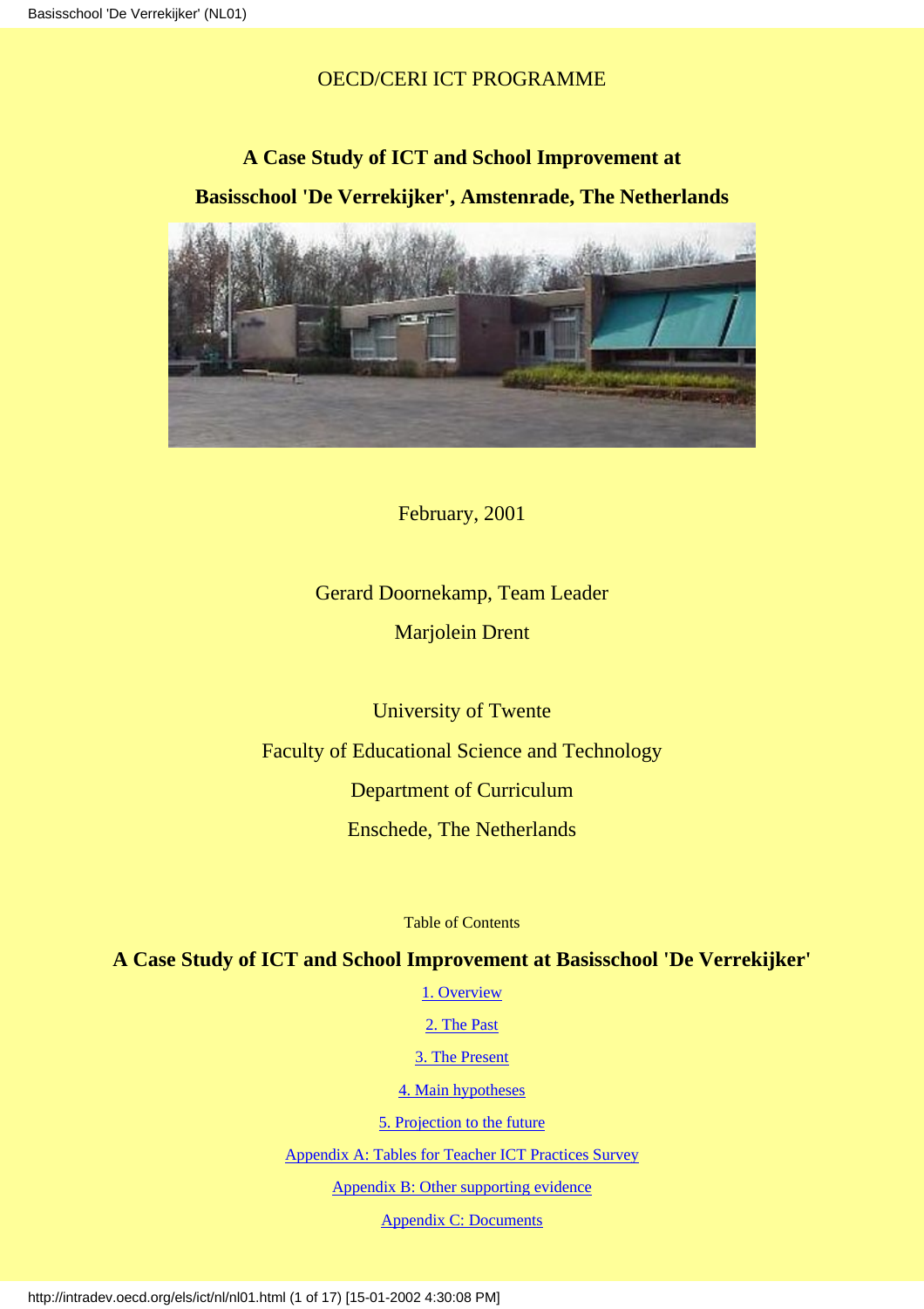OECD/CERI ICT PROGRAMME

# A Case Study of ICT and School Improvement at Basisschool 'De Verrekijker', Amstenrade, The Netherlands

February, 2001

Gerard Doornekamp, Team Leader

Marjolein Drent

University of Twente

Faculty of Educational Science and Technology

Department of Curriculum

Enschede, The Netherlands

Table of Contents

## A Case Study of ICT and School Improvement at Basisschool 'De Verrekijker'

1. Overview
2. The Past
3. The Present
4. Main hypotheses
5. Projection to the future

Appendix A: Tables for Teacher ICT Practices Survey

Appendix B: Other supporting evidence

Appendix C: Documents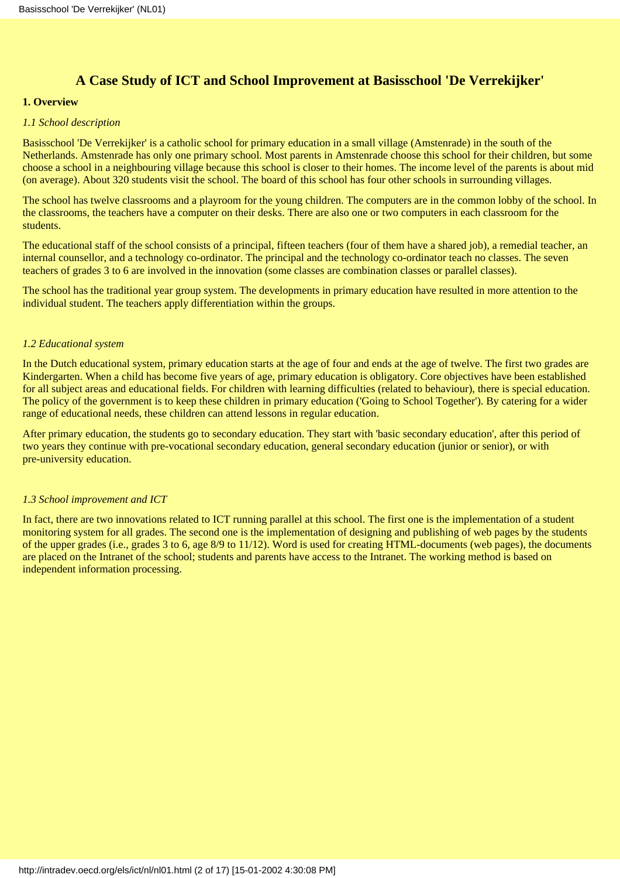## A Case Study of ICT and School Improvement at Basisschool 'De Verrekijker'

**1. Overview**

*1.1 School description*

Basisschool 'De Verrekijker' is a catholic school for primary education in a small village (Amstenrade) in the south of the Netherlands. Amstenrade has only one primary school. Most parents in Amstenrade choose this school for their children, but some choose a school in a neighbouring village because this school is closer to their homes. The income level of the parents is about mid (on average). About 320 students visit the school. The board of this school has four other schools in surrounding villages.

The school has twelve classrooms and a playroom for the young children. The computers are in the common lobby of the school. In the classrooms, the teachers have a computer on their desks. There are also one or two computers in each classroom for the students.

The educational staff of the school consists of a principal, fifteen teachers (four of them have a shared job), a remedial teacher, an internal counsellor, and a technology co-ordinator. The principal and the technology co-ordinator teach no classes. The seven teachers of grades 3 to 6 are involved in the innovation (some classes are combination classes or parallel classes).

The school has the traditional year group system. The developments in primary education have resulted in more attention to the individual student. The teachers apply differentiation within the groups.

*1.2 Educational system*

In the Dutch educational system, primary education starts at the age of four and ends at the age of twelve. The first two grades are Kindergarten. When a child has become five years of age, primary education is obligatory. Core objectives have been established for all subject areas and educational fields. For children with learning difficulties (related to behaviour), there is special education. The policy of the government is to keep these children in primary education ('Going to School Together'). By catering for a wider range of educational needs, these children can attend lessons in regular education.

After primary education, the students go to secondary education. They start with 'basic secondary education', after this period of two years they continue with pre-vocational secondary education, general secondary education (junior or senior), or with pre-university education.

*1.3 School improvement and ICT*

In fact, there are two innovations related to ICT running parallel at this school. The first one is the implementation of a student monitoring system for all grades. The second one is the implementation of designing and publishing of web pages by the students of the upper grades (i.e., grades 3 to 6, age 8/9 to 11/12). Word is used for creating HTML-documents (web pages), the documents are placed on the Intranet of the school; students and parents have access to the Intranet. The working method is based on independent information processing.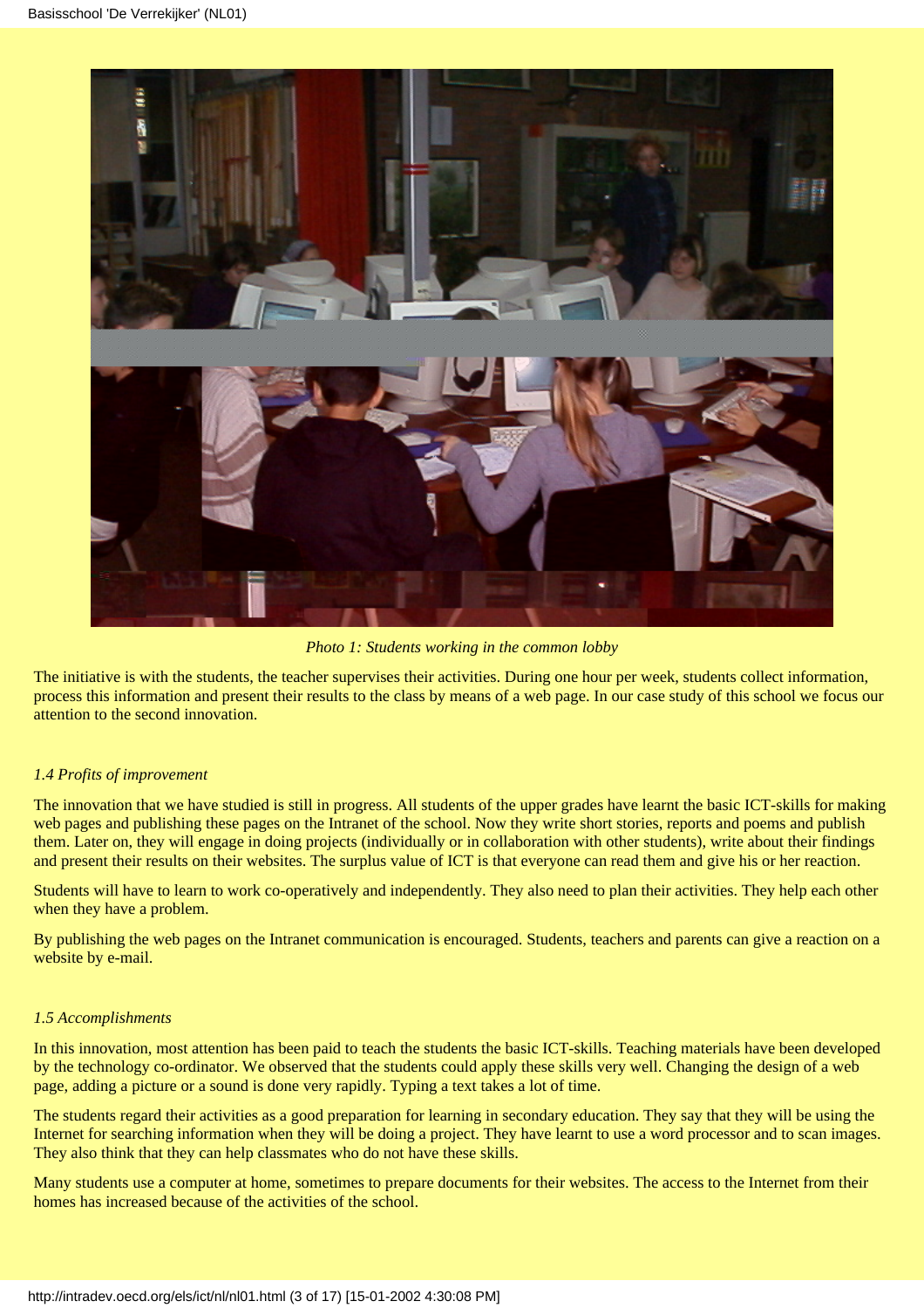*Photo 1: Students working in the common lobby*

The initiative is with the students, the teacher supervises their activities. During one hour per week, students collect information, process this information and present their results to the class by means of a web page. In our case study of this school we focus our attention to the second innovation.

### *1.4 Profits of improvement*

The innovation that we have studied is still in progress. All students of the upper grades have learnt the basic ICT-skills for making web pages and publishing these pages on the Intranet of the school. Now they write short stories, reports and poems and publish them. Later on, they will engage in doing projects (individually or in collaboration with other students), write about their findings and present their results on their websites. The surplus value of ICT is that everyone can read them and give his or her reaction.

Students will have to learn to work co-operatively and independently. They also need to plan their activities. They help each other when they have a problem.

By publishing the web pages on the Intranet communication is encouraged. Students, teachers and parents can give a reaction on a website by e-mail.

### *1.5 Accomplishments*

In this innovation, most attention has been paid to teach the students the basic ICT-skills. Teaching materials have been developed by the technology co-ordinator. We observed that the students could apply these skills very well. Changing the design of a web page, adding a picture or a sound is done very rapidly. Typing a text takes a lot of time.

The students regard their activities as a good preparation for learning in secondary education. They say that they will be using the Internet for searching information when they will be doing a project. They have learnt to use a word processor and to scan images. They also think that they can help classmates who do not have these skills.

Many students use a computer at home, sometimes to prepare documents for their websites. The access to the Internet from their homes has increased because of the activities of the school.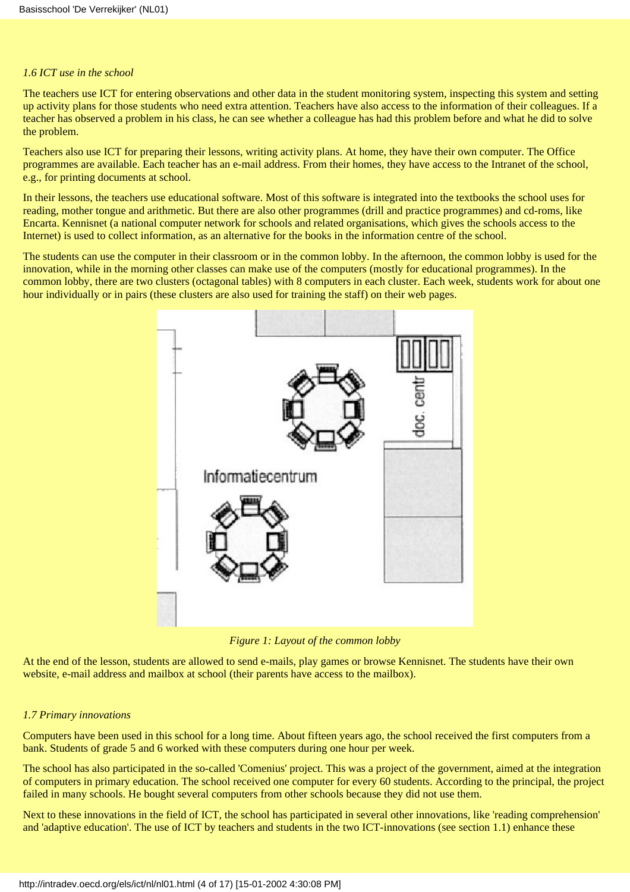*1.6 ICT use in the school*

The teachers use ICT for entering observations and other data in the student monitoring system, inspecting this system and setting up activity plans for those students who need extra attention. Teachers have also access to the information of their colleagues. If a teacher has observed a problem in his class, he can see whether a colleague has had this problem before and what he did to solve the problem.

Teachers also use ICT for preparing their lessons, writing activity plans. At home, they have their own computer. The Office programmes are available. Each teacher has an e-mail address. From their homes, they have access to the Intranet of the school, e.g., for printing documents at school.

In their lessons, the teachers use educational software. Most of this software is integrated into the textbooks the school uses for reading, mother tongue and arithmetic. But there are also other programmes (drill and practice programmes) and cd-roms, like Encarta. Kennisnet (a national computer network for schools and related organisations, which gives the schools access to the Internet) is used to collect information, as an alternative for the books in the information centre of the school.

The students can use the computer in their classroom or in the common lobby. In the afternoon, the common lobby is used for the innovation, while in the morning other classes can make use of the computers (mostly for educational programmes). In the common lobby, there are two clusters (octagonal tables) with 8 computers in each cluster. Each week, students work for about one hour individually or in pairs (these clusters are also used for training the staff) on their web pages.

*Figure 1: Layout of the common lobby*

At the end of the lesson, students are allowed to send e-mails, play games or browse Kennisnet. The students have their own website, e-mail address and mailbox at school (their parents have access to the mailbox).

*1.7 Primary innovations*

Computers have been used in this school for a long time. About fifteen years ago, the school received the first computers from a bank. Students of grade 5 and 6 worked with these computers during one hour per week.

The school has also participated in the so-called 'Comenius' project. This was a project of the government, aimed at the integration of computers in primary education. The school received one computer for every 60 students. According to the principal, the project failed in many schools. He bought several computers from other schools because they did not use them.

Next to these innovations in the field of ICT, the school has participated in several other innovations, like 'reading comprehension' and 'adaptive education'. The use of ICT by teachers and students in the two ICT-innovations (see section 1.1) enhance these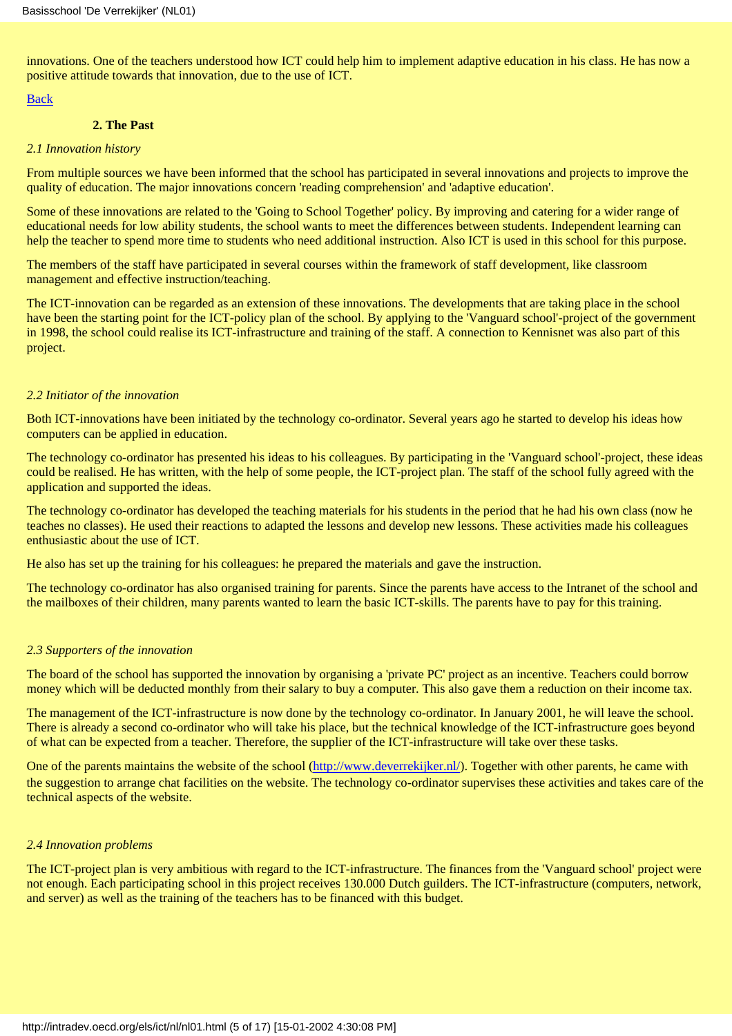innovations. One of the teachers understood how ICT could help him to implement adaptive education in his class. He has now a positive attitude towards that innovation, due to the use of ICT.

[Back]

## 2. The Past

*2.1 Innovation history*

From multiple sources we have been informed that the school has participated in several innovations and projects to improve the quality of education. The major innovations concern 'reading comprehension' and 'adaptive education'.

Some of these innovations are related to the 'Going to School Together' policy. By improving and catering for a wider range of educational needs for low ability students, the school wants to meet the differences between students. Independent learning can help the teacher to spend more time to students who need additional instruction. Also ICT is used in this school for this purpose.

The members of the staff have participated in several courses within the framework of staff development, like classroom management and effective instruction/teaching.

The ICT-innovation can be regarded as an extension of these innovations. The developments that are taking place in the school have been the starting point for the ICT-policy plan of the school. By applying to the 'Vanguard school'-project of the government in 1998, the school could realise its ICT-infrastructure and training of the staff. A connection to Kennisnet was also part of this project.

*2.2 Initiator of the innovation*

Both ICT-innovations have been initiated by the technology co-ordinator. Several years ago he started to develop his ideas how computers can be applied in education.

The technology co-ordinator has presented his ideas to his colleagues. By participating in the 'Vanguard school'-project, these ideas could be realised. He has written, with the help of some people, the ICT-project plan. The staff of the school fully agreed with the application and supported the ideas.

The technology co-ordinator has developed the teaching materials for his students in the period that he had his own class (now he teaches no classes). He used their reactions to adapted the lessons and develop new lessons. These activities made his colleagues enthusiastic about the use of ICT.

He also has set up the training for his colleagues: he prepared the materials and gave the instruction.

The technology co-ordinator has also organised training for parents. Since the parents have access to the Intranet of the school and the mailboxes of their children, many parents wanted to learn the basic ICT-skills. The parents have to pay for this training.

*2.3 Supporters of the innovation*

The board of the school has supported the innovation by organising a 'private PC' project as an incentive. Teachers could borrow money which will be deducted monthly from their salary to buy a computer. This also gave them a reduction on their income tax.

The management of the ICT-infrastructure is now done by the technology co-ordinator. In January 2001, he will leave the school. There is already a second co-ordinator who will take his place, but the technical knowledge of the ICT-infrastructure goes beyond of what can be expected from a teacher. Therefore, the supplier of the ICT-infrastructure will take over these tasks.

One of the parents maintains the website of the school (http://www.deverrekijker.nl/). Together with other parents, he came with the suggestion to arrange chat facilities on the website. The technology co-ordinator supervises these activities and takes care of the technical aspects of the website.

*2.4 Innovation problems*

The ICT-project plan is very ambitious with regard to the ICT-infrastructure. The finances from the 'Vanguard school' project were not enough. Each participating school in this project receives 130.000 Dutch guilders. The ICT-infrastructure (computers, network, and server) as well as the training of the teachers has to be financed with this budget.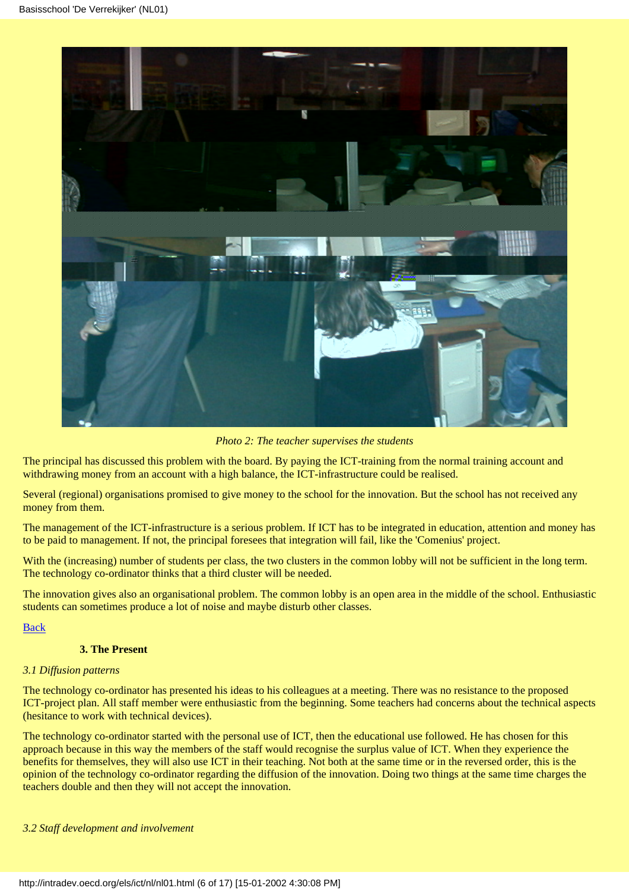*Photo 2: The teacher supervises the students*

The principal has discussed this problem with the board. By paying the ICT-training from the normal training account and withdrawing money from an account with a high balance, the ICT-infrastructure could be realised.

Several (regional) organisations promised to give money to the school for the innovation. But the school has not received any money from them.

The management of the ICT-infrastructure is a serious problem. If ICT has to be integrated in education, attention and money has to be paid to management. If not, the principal foresees that integration will fail, like the 'Comenius' project.

With the (increasing) number of students per class, the two clusters in the common lobby will not be sufficient in the long term. The technology co-ordinator thinks that a third cluster will be needed.

The innovation gives also an organisational problem. The common lobby is an open area in the middle of the school. Enthusiastic students can sometimes produce a lot of noise and maybe disturb other classes.

Back

## 3. The Present

*3.1 Diffusion patterns*

The technology co-ordinator has presented his ideas to his colleagues at a meeting. There was no resistance to the proposed ICT-project plan. All staff member were enthusiastic from the beginning. Some teachers had concerns about the technical aspects (hesitance to work with technical devices).

The technology co-ordinator started with the personal use of ICT, then the educational use followed. He has chosen for this approach because in this way the members of the staff would recognise the surplus value of ICT. When they experience the benefits for themselves, they will also use ICT in their teaching. Not both at the same time or in the reversed order, this is the opinion of the technology co-ordinator regarding the diffusion of the innovation. Doing two things at the same time charges the teachers double and then they will not accept the innovation.

*3.2 Staff development and involvement*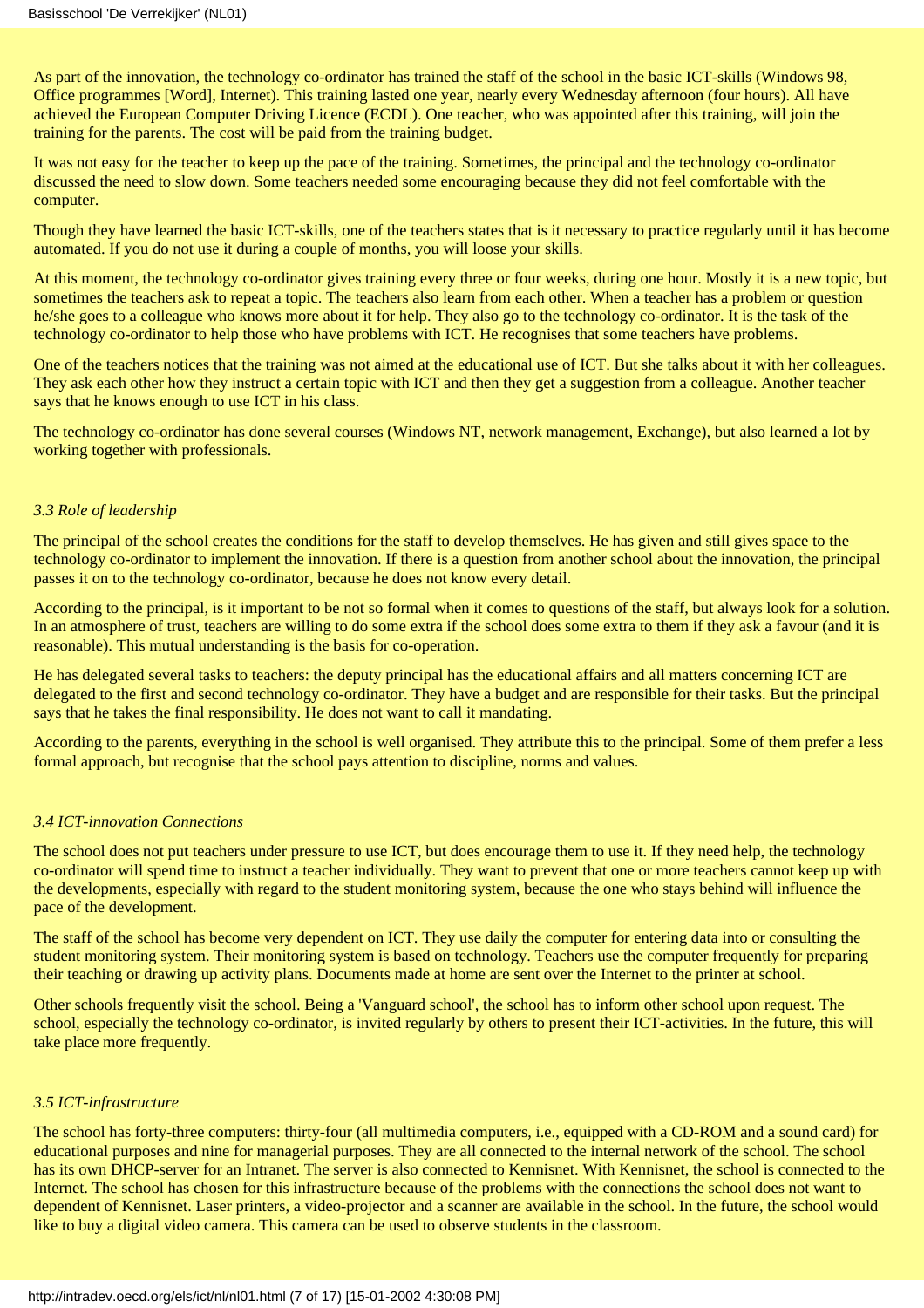As part of the innovation, the technology co-ordinator has trained the staff of the school in the basic ICT-skills (Windows 98, Office programmes [Word], Internet). This training lasted one year, nearly every Wednesday afternoon (four hours). All have achieved the European Computer Driving Licence (ECDL). One teacher, who was appointed after this training, will join the training for the parents. The cost will be paid from the training budget.

It was not easy for the teacher to keep up the pace of the training. Sometimes, the principal and the technology co-ordinator discussed the need to slow down. Some teachers needed some encouraging because they did not feel comfortable with the computer.

Though they have learned the basic ICT-skills, one of the teachers states that is it necessary to practice regularly until it has become automated. If you do not use it during a couple of months, you will loose your skills.

At this moment, the technology co-ordinator gives training every three or four weeks, during one hour. Mostly it is a new topic, but sometimes the teachers ask to repeat a topic. The teachers also learn from each other. When a teacher has a problem or question he/she goes to a colleague who knows more about it for help. They also go to the technology co-ordinator. It is the task of the technology co-ordinator to help those who have problems with ICT. He recognises that some teachers have problems.

One of the teachers notices that the training was not aimed at the educational use of ICT. But she talks about it with her colleagues. They ask each other how they instruct a certain topic with ICT and then they get a suggestion from a colleague. Another teacher says that he knows enough to use ICT in his class.

The technology co-ordinator has done several courses (Windows NT, network management, Exchange), but also learned a lot by working together with professionals.

*3.3 Role of leadership*

The principal of the school creates the conditions for the staff to develop themselves. He has given and still gives space to the technology co-ordinator to implement the innovation. If there is a question from another school about the innovation, the principal passes it on to the technology co-ordinator, because he does not know every detail.

According to the principal, is it important to be not so formal when it comes to questions of the staff, but always look for a solution. In an atmosphere of trust, teachers are willing to do some extra if the school does some extra to them if they ask a favour (and it is reasonable). This mutual understanding is the basis for co-operation.

He has delegated several tasks to teachers: the deputy principal has the educational affairs and all matters concerning ICT are delegated to the first and second technology co-ordinator. They have a budget and are responsible for their tasks. But the principal says that he takes the final responsibility. He does not want to call it mandating.

According to the parents, everything in the school is well organised. They attribute this to the principal. Some of them prefer a less formal approach, but recognise that the school pays attention to discipline, norms and values.

*3.4 ICT-innovation Connections*

The school does not put teachers under pressure to use ICT, but does encourage them to use it. If they need help, the technology co-ordinator will spend time to instruct a teacher individually. They want to prevent that one or more teachers cannot keep up with the developments, especially with regard to the student monitoring system, because the one who stays behind will influence the pace of the development.

The staff of the school has become very dependent on ICT. They use daily the computer for entering data into or consulting the student monitoring system. Their monitoring system is based on technology. Teachers use the computer frequently for preparing their teaching or drawing up activity plans. Documents made at home are sent over the Internet to the printer at school.

Other schools frequently visit the school. Being a 'Vanguard school', the school has to inform other school upon request. The school, especially the technology co-ordinator, is invited regularly by others to present their ICT-activities. In the future, this will take place more frequently.

*3.5 ICT-infrastructure*

The school has forty-three computers: thirty-four (all multimedia computers, i.e., equipped with a CD-ROM and a sound card) for educational purposes and nine for managerial purposes. They are all connected to the internal network of the school. The school has its own DHCP-server for an Intranet. The server is also connected to Kennisnet. With Kennisnet, the school is connected to the Internet. The school has chosen for this infrastructure because of the problems with the connections the school does not want to dependent of Kennisnet. Laser printers, a video-projector and a scanner are available in the school. In the future, the school would like to buy a digital video camera. This camera can be used to observe students in the classroom.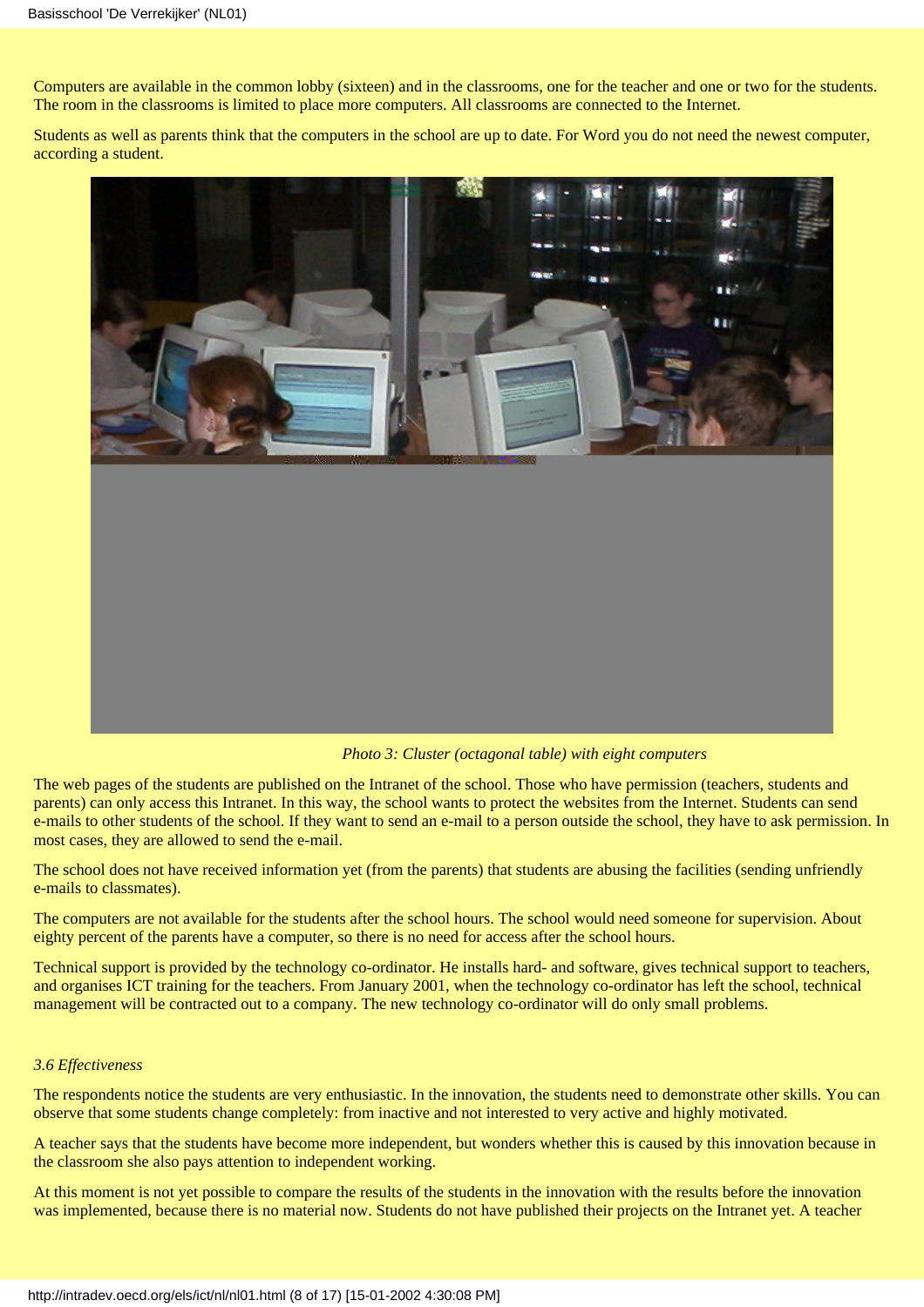Computers are available in the common lobby (sixteen) and in the classrooms, one for the teacher and one or two for the students. The room in the classrooms is limited to place more computers. All classrooms are connected to the Internet.

Students as well as parents think that the computers in the school are up to date. For Word you do not need the newest computer, according a student.

*Photo 3: Cluster (octagonal table) with eight computers*

The web pages of the students are published on the Intranet of the school. Those who have permission (teachers, students and parents) can only access this Intranet. In this way, the school wants to protect the websites from the Internet. Students can send e-mails to other students of the school. If they want to send an e-mail to a person outside the school, they have to ask permission. In most cases, they are allowed to send the e-mail.

The school does not have received information yet (from the parents) that students are abusing the facilities (sending unfriendly e-mails to classmates).

The computers are not available for the students after the school hours. The school would need someone for supervision. About eighty percent of the parents have a computer, so there is no need for access after the school hours.

Technical support is provided by the technology co-ordinator. He installs hard- and software, gives technical support to teachers, and organises ICT training for the teachers. From January 2001, when the technology co-ordinator has left the school, technical management will be contracted out to a company. The new technology co-ordinator will do only small problems.

*3.6 Effectiveness*

The respondents notice the students are very enthusiastic. In the innovation, the students need to demonstrate other skills. You can observe that some students change completely: from inactive and not interested to very active and highly motivated.

A teacher says that the students have become more independent, but wonders whether this is caused by this innovation because in the classroom she also pays attention to independent working.

At this moment is not yet possible to compare the results of the students in the innovation with the results before the innovation was implemented, because there is no material now. Students do not have published their projects on the Intranet yet. A teacher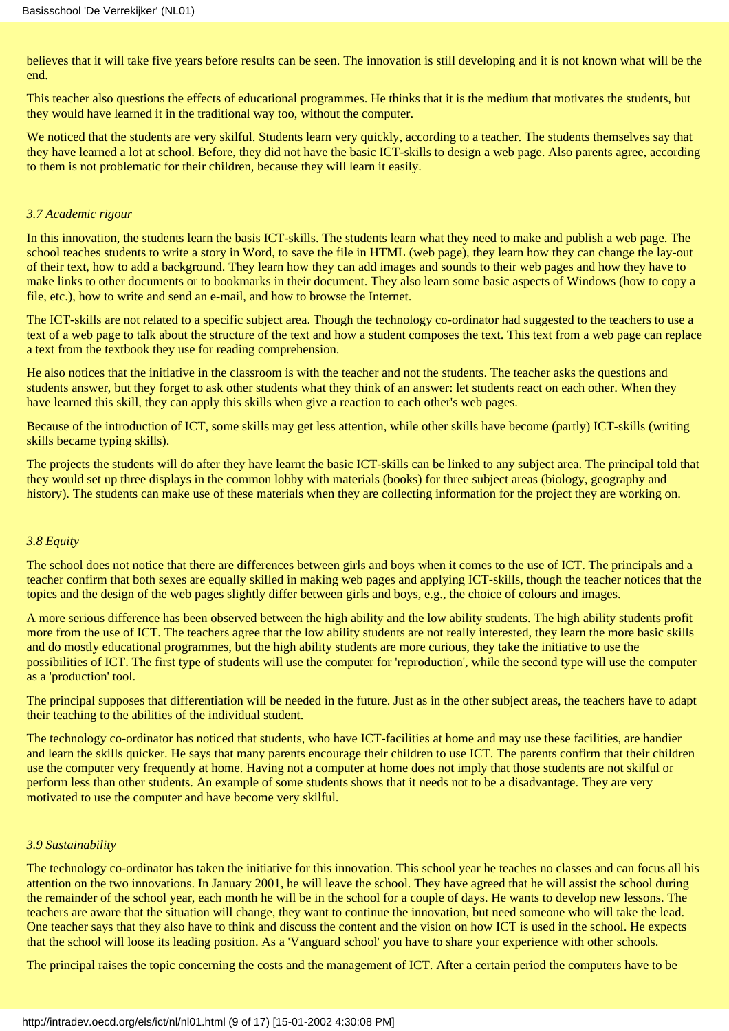believes that it will take five years before results can be seen. The innovation is still developing and it is not known what will be the end.

This teacher also questions the effects of educational programmes. He thinks that it is the medium that motivates the students, but they would have learned it in the traditional way too, without the computer.

We noticed that the students are very skilful. Students learn very quickly, according to a teacher. The students themselves say that they have learned a lot at school. Before, they did not have the basic ICT-skills to design a web page. Also parents agree, according to them is not problematic for their children, because they will learn it easily.

*3.7 Academic rigour*

In this innovation, the students learn the basis ICT-skills. The students learn what they need to make and publish a web page. The school teaches students to write a story in Word, to save the file in HTML (web page), they learn how they can change the lay-out of their text, how to add a background. They learn how they can add images and sounds to their web pages and how they have to make links to other documents or to bookmarks in their document. They also learn some basic aspects of Windows (how to copy a file, etc.), how to write and send an e-mail, and how to browse the Internet.

The ICT-skills are not related to a specific subject area. Though the technology co-ordinator had suggested to the teachers to use a text of a web page to talk about the structure of the text and how a student composes the text. This text from a web page can replace a text from the textbook they use for reading comprehension.

He also notices that the initiative in the classroom is with the teacher and not the students. The teacher asks the questions and students answer, but they forget to ask other students what they think of an answer: let students react on each other. When they have learned this skill, they can apply this skills when give a reaction to each other's web pages.

Because of the introduction of ICT, some skills may get less attention, while other skills have become (partly) ICT-skills (writing skills became typing skills).

The projects the students will do after they have learnt the basic ICT-skills can be linked to any subject area. The principal told that they would set up three displays in the common lobby with materials (books) for three subject areas (biology, geography and history). The students can make use of these materials when they are collecting information for the project they are working on.

*3.8 Equity*

The school does not notice that there are differences between girls and boys when it comes to the use of ICT. The principals and a teacher confirm that both sexes are equally skilled in making web pages and applying ICT-skills, though the teacher notices that the topics and the design of the web pages slightly differ between girls and boys, e.g., the choice of colours and images.

A more serious difference has been observed between the high ability and the low ability students. The high ability students profit more from the use of ICT. The teachers agree that the low ability students are not really interested, they learn the more basic skills and do mostly educational programmes, but the high ability students are more curious, they take the initiative to use the possibilities of ICT. The first type of students will use the computer for 'reproduction', while the second type will use the computer as a 'production' tool.

The principal supposes that differentiation will be needed in the future. Just as in the other subject areas, the teachers have to adapt their teaching to the abilities of the individual student.

The technology co-ordinator has noticed that students, who have ICT-facilities at home and may use these facilities, are handier and learn the skills quicker. He says that many parents encourage their children to use ICT. The parents confirm that their children use the computer very frequently at home. Having not a computer at home does not imply that those students are not skilful or perform less than other students. An example of some students shows that it needs not to be a disadvantage. They are very motivated to use the computer and have become very skilful.

*3.9 Sustainability*

The technology co-ordinator has taken the initiative for this innovation. This school year he teaches no classes and can focus all his attention on the two innovations. In January 2001, he will leave the school. They have agreed that he will assist the school during the remainder of the school year, each month he will be in the school for a couple of days. He wants to develop new lessons. The teachers are aware that the situation will change, they want to continue the innovation, but need someone who will take the lead. One teacher says that they also have to think and discuss the content and the vision on how ICT is used in the school. He expects that the school will loose its leading position. As a 'Vanguard school' you have to share your experience with other schools.

The principal raises the topic concerning the costs and the management of ICT. After a certain period the computers have to be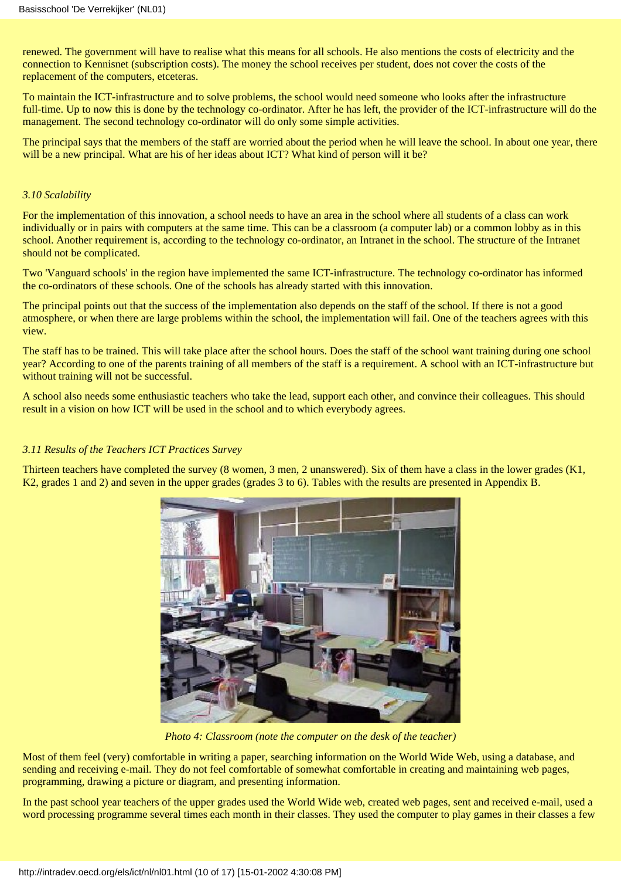renewed. The government will have to realise what this means for all schools. He also mentions the costs of electricity and the connection to Kennisnet (subscription costs). The money the school receives per student, does not cover the costs of the replacement of the computers, etceteras.

To maintain the ICT-infrastructure and to solve problems, the school would need someone who looks after the infrastructure full-time. Up to now this is done by the technology co-ordinator. After he has left, the provider of the ICT-infrastructure will do the management. The second technology co-ordinator will do only some simple activities.

The principal says that the members of the staff are worried about the period when he will leave the school. In about one year, there will be a new principal. What are his of her ideas about ICT? What kind of person will it be?

*3.10 Scalability*

For the implementation of this innovation, a school needs to have an area in the school where all students of a class can work individually or in pairs with computers at the same time. This can be a classroom (a computer lab) or a common lobby as in this school. Another requirement is, according to the technology co-ordinator, an Intranet in the school. The structure of the Intranet should not be complicated.

Two 'Vanguard schools' in the region have implemented the same ICT-infrastructure. The technology co-ordinator has informed the co-ordinators of these schools. One of the schools has already started with this innovation.

The principal points out that the success of the implementation also depends on the staff of the school. If there is not a good atmosphere, or when there are large problems within the school, the implementation will fail. One of the teachers agrees with this view.

The staff has to be trained. This will take place after the school hours. Does the staff of the school want training during one school year? According to one of the parents training of all members of the staff is a requirement. A school with an ICT-infrastructure but without training will not be successful.

A school also needs some enthusiastic teachers who take the lead, support each other, and convince their colleagues. This should result in a vision on how ICT will be used in the school and to which everybody agrees.

*3.11 Results of the Teachers ICT Practices Survey*

Thirteen teachers have completed the survey (8 women, 3 men, 2 unanswered). Six of them have a class in the lower grades (K1, K2, grades 1 and 2) and seven in the upper grades (grades 3 to 6). Tables with the results are presented in Appendix B.

*Photo 4: Classroom (note the computer on the desk of the teacher)*

Most of them feel (very) comfortable in writing a paper, searching information on the World Wide Web, using a database, and sending and receiving e-mail. They do not feel comfortable of somewhat comfortable in creating and maintaining web pages, programming, drawing a picture or diagram, and presenting information.

In the past school year teachers of the upper grades used the World Wide web, created web pages, sent and received e-mail, used a word processing programme several times each month in their classes. They used the computer to play games in their classes a few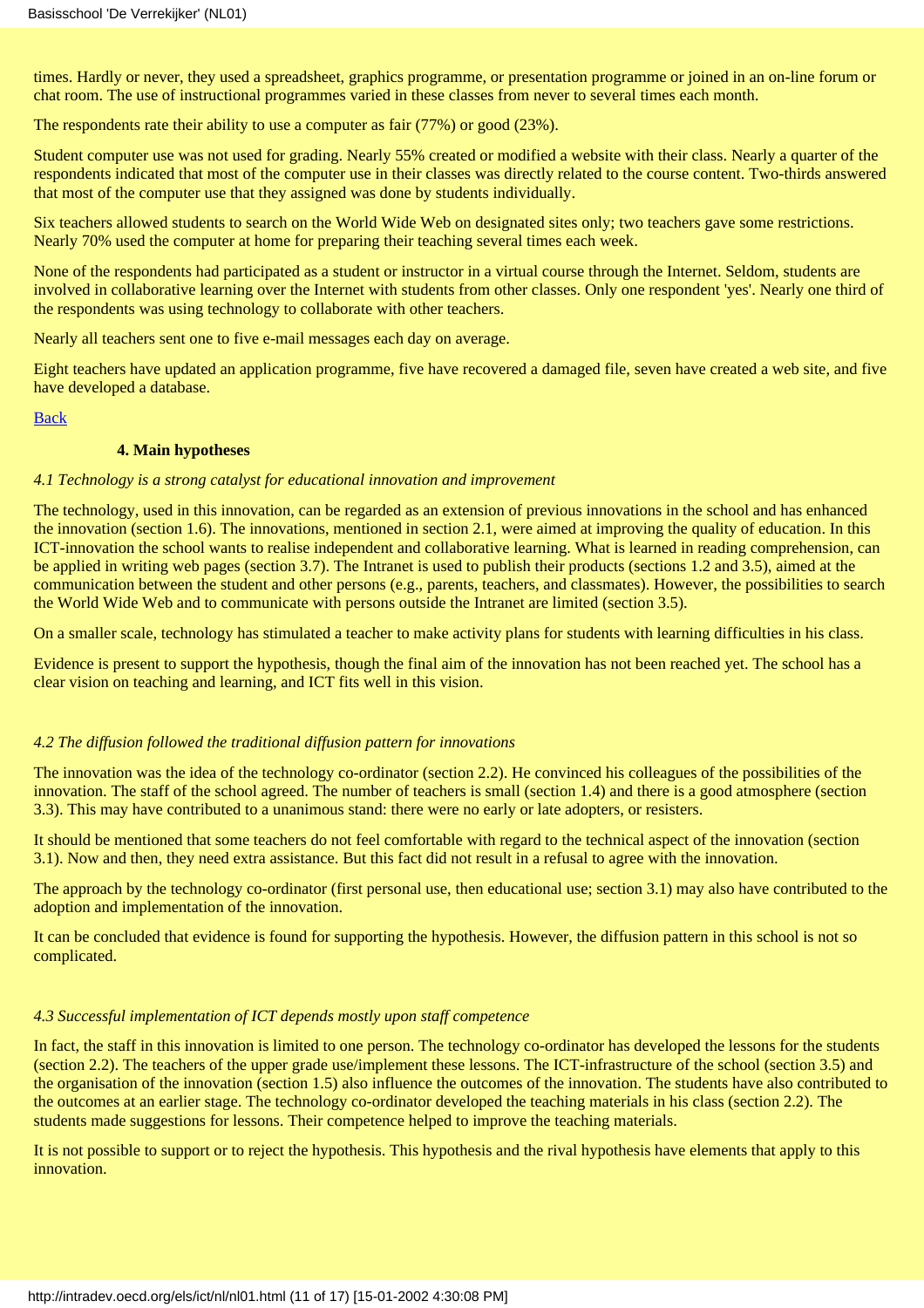times. Hardly or never, they used a spreadsheet, graphics programme, or presentation programme or joined in an on-line forum or chat room. The use of instructional programmes varied in these classes from never to several times each month.

The respondents rate their ability to use a computer as fair (77%) or good (23%).

Student computer use was not used for grading. Nearly 55% created or modified a website with their class. Nearly a quarter of the respondents indicated that most of the computer use in their classes was directly related to the course content. Two-thirds answered that most of the computer use that they assigned was done by students individually.

Six teachers allowed students to search on the World Wide Web on designated sites only; two teachers gave some restrictions. Nearly 70% used the computer at home for preparing their teaching several times each week.

None of the respondents had participated as a student or instructor in a virtual course through the Internet. Seldom, students are involved in collaborative learning over the Internet with students from other classes. Only one respondent 'yes'. Nearly one third of the respondents was using technology to collaborate with other teachers.

Nearly all teachers sent one to five e-mail messages each day on average.

Eight teachers have updated an application programme, five have recovered a damaged file, seven have created a web site, and five have developed a database.

Back

### 4. Main hypotheses

*4.1 Technology is a strong catalyst for educational innovation and improvement*

The technology, used in this innovation, can be regarded as an extension of previous innovations in the school and has enhanced the innovation (section 1.6). The innovations, mentioned in section 2.1, were aimed at improving the quality of education. In this ICT-innovation the school wants to realise independent and collaborative learning. What is learned in reading comprehension, can be applied in writing web pages (section 3.7). The Intranet is used to publish their products (sections 1.2 and 3.5), aimed at the communication between the student and other persons (e.g., parents, teachers, and classmates). However, the possibilities to search the World Wide Web and to communicate with persons outside the Intranet are limited (section 3.5).

On a smaller scale, technology has stimulated a teacher to make activity plans for students with learning difficulties in his class.

Evidence is present to support the hypothesis, though the final aim of the innovation has not been reached yet. The school has a clear vision on teaching and learning, and ICT fits well in this vision.

*4.2 The diffusion followed the traditional diffusion pattern for innovations*

The innovation was the idea of the technology co-ordinator (section 2.2). He convinced his colleagues of the possibilities of the innovation. The staff of the school agreed. The number of teachers is small (section 1.4) and there is a good atmosphere (section 3.3). This may have contributed to a unanimous stand: there were no early or late adopters, or resisters.

It should be mentioned that some teachers do not feel comfortable with regard to the technical aspect of the innovation (section 3.1). Now and then, they need extra assistance. But this fact did not result in a refusal to agree with the innovation.

The approach by the technology co-ordinator (first personal use, then educational use; section 3.1) may also have contributed to the adoption and implementation of the innovation.

It can be concluded that evidence is found for supporting the hypothesis. However, the diffusion pattern in this school is not so complicated.

*4.3 Successful implementation of ICT depends mostly upon staff competence*

In fact, the staff in this innovation is limited to one person. The technology co-ordinator has developed the lessons for the students (section 2.2). The teachers of the upper grade use/implement these lessons. The ICT-infrastructure of the school (section 3.5) and the organisation of the innovation (section 1.5) also influence the outcomes of the innovation. The students have also contributed to the outcomes at an earlier stage. The technology co-ordinator developed the teaching materials in his class (section 2.2). The students made suggestions for lessons. Their competence helped to improve the teaching materials.

It is not possible to support or to reject the hypothesis. This hypothesis and the rival hypothesis have elements that apply to this innovation.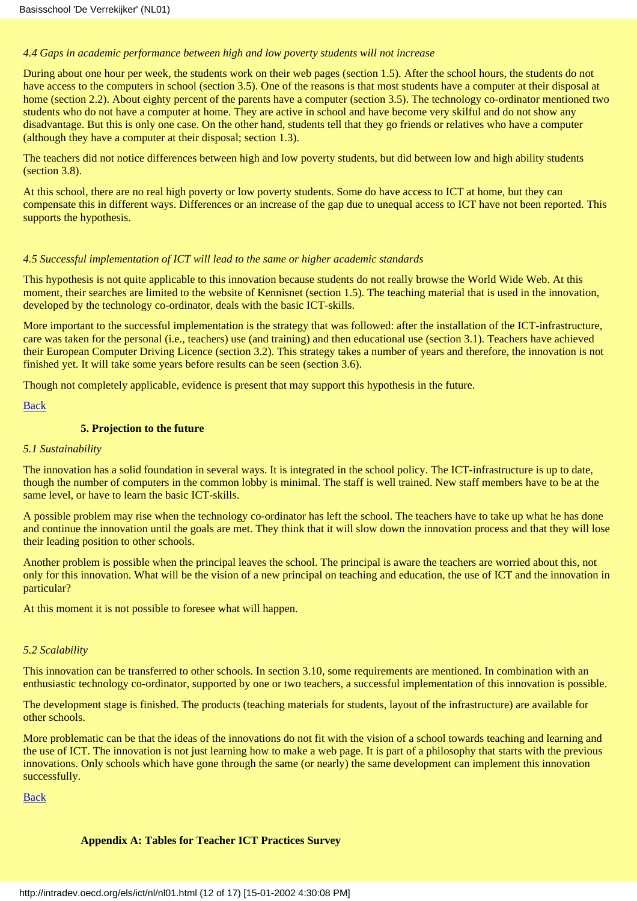*4.4 Gaps in academic performance between high and low poverty students will not increase*

During about one hour per week, the students work on their web pages (section 1.5). After the school hours, the students do not have access to the computers in school (section 3.5). One of the reasons is that most students have a computer at their disposal at home (section 2.2). About eighty percent of the parents have a computer (section 3.5). The technology co-ordinator mentioned two students who do not have a computer at home. They are active in school and have become very skilful and do not show any disadvantage. But this is only one case. On the other hand, students tell that they go friends or relatives who have a computer (although they have a computer at their disposal; section 1.3).

The teachers did not notice differences between high and low poverty students, but did between low and high ability students (section 3.8).

At this school, there are no real high poverty or low poverty students. Some do have access to ICT at home, but they can compensate this in different ways. Differences or an increase of the gap due to unequal access to ICT have not been reported. This supports the hypothesis.

*4.5 Successful implementation of ICT will lead to the same or higher academic standards*

This hypothesis is not quite applicable to this innovation because students do not really browse the World Wide Web. At this moment, their searches are limited to the website of Kennisnet (section 1.5). The teaching material that is used in the innovation, developed by the technology co-ordinator, deals with the basic ICT-skills.

More important to the successful implementation is the strategy that was followed: after the installation of the ICT-infrastructure, care was taken for the personal (i.e., teachers) use (and training) and then educational use (section 3.1). Teachers have achieved their European Computer Driving Licence (section 3.2). This strategy takes a number of years and therefore, the innovation is not finished yet. It will take some years before results can be seen (section 3.6).

Though not completely applicable, evidence is present that may support this hypothesis in the future.

Back

## 5. Projection to the future

*5.1 Sustainability*

The innovation has a solid foundation in several ways. It is integrated in the school policy. The ICT-infrastructure is up to date, though the number of computers in the common lobby is minimal. The staff is well trained. New staff members have to be at the same level, or have to learn the basic ICT-skills.

A possible problem may rise when the technology co-ordinator has left the school. The teachers have to take up what he has done and continue the innovation until the goals are met. They think that it will slow down the innovation process and that they will lose their leading position to other schools.

Another problem is possible when the principal leaves the school. The principal is aware the teachers are worried about this, not only for this innovation. What will be the vision of a new principal on teaching and education, the use of ICT and the innovation in particular?

At this moment it is not possible to foresee what will happen.

*5.2 Scalability*

This innovation can be transferred to other schools. In section 3.10, some requirements are mentioned. In combination with an enthusiastic technology co-ordinator, supported by one or two teachers, a successful implementation of this innovation is possible.

The development stage is finished. The products (teaching materials for students, layout of the infrastructure) are available for other schools.

More problematic can be that the ideas of the innovations do not fit with the vision of a school towards teaching and learning and the use of ICT. The innovation is not just learning how to make a web page. It is part of a philosophy that starts with the previous innovations. Only schools which have gone through the same (or nearly) the same development can implement this innovation successfully.

Back

## Appendix A: Tables for Teacher ICT Practices Survey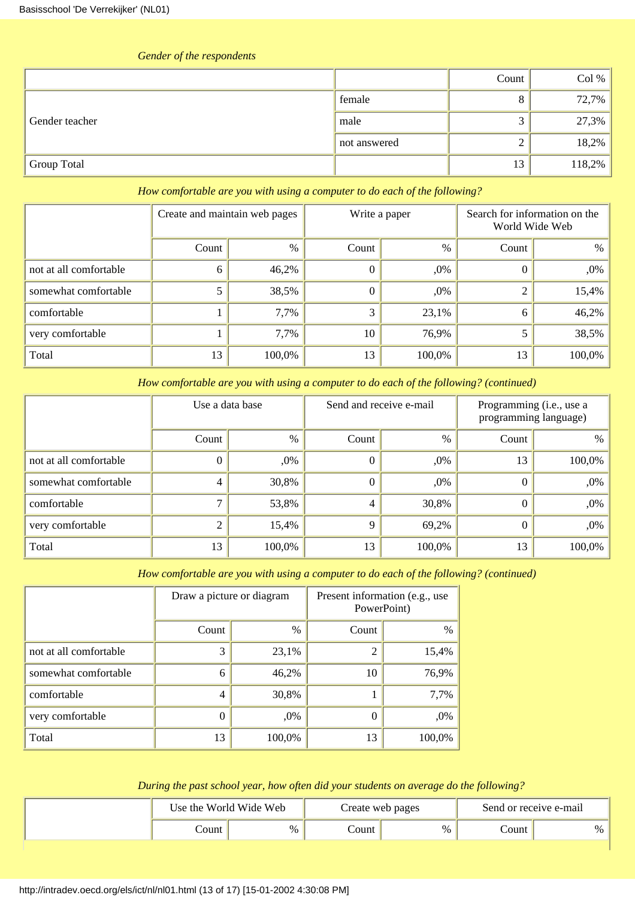*Gender of the respondents*

| | | Count | Col % |
|---|---|---|---|
| Gender teacher | female | 8 | 72,7% |
| | male | 3 | 27,3% |
| | not answered | 2 | 18,2% |
| Group Total | | 13 | 118,2% |

*How comfortable are you with using a computer to do each of the following?*

| | Create and maintain web pages | | Write a paper | | Search for information on the World Wide Web | |
|---|---|---|---|---|---|---|
| | Count | % | Count | % | Count | % |
| not at all comfortable | 6 | 46,2% | 0 | ,0% | 0 | ,0% |
| somewhat comfortable | 5 | 38,5% | 0 | ,0% | 2 | 15,4% |
| comfortable | 1 | 7,7% | 3 | 23,1% | 6 | 46,2% |
| very comfortable | 1 | 7,7% | 10 | 76,9% | 5 | 38,5% |
| Total | 13 | 100,0% | 13 | 100,0% | 13 | 100,0% |

*How comfortable are you with using a computer to do each of the following? (continued)*

| | Use a data base | | Send and receive e-mail | | Programming (i.e., use a programming language) | |
|---|---|---|---|---|---|---|
| | Count | % | Count | % | Count | % |
| not at all comfortable | 0 | ,0% | 0 | ,0% | 13 | 100,0% |
| somewhat comfortable | 4 | 30,8% | 0 | ,0% | 0 | ,0% |
| comfortable | 7 | 53,8% | 4 | 30,8% | 0 | ,0% |
| very comfortable | 2 | 15,4% | 9 | 69,2% | 0 | ,0% |
| Total | 13 | 100,0% | 13 | 100,0% | 13 | 100,0% |

*How comfortable are you with using a computer to do each of the following? (continued)*

| | Draw a picture or diagram | | Present information (e.g., use PowerPoint) | |
|---|---|---|---|---|
| | Count | % | Count | % |
| not at all comfortable | 3 | 23,1% | 2 | 15,4% |
| somewhat comfortable | 6 | 46,2% | 10 | 76,9% |
| comfortable | 4 | 30,8% | 1 | 7,7% |
| very comfortable | 0 | ,0% | 0 | ,0% |
| Total | 13 | 100,0% | 13 | 100,0% |

*During the past school year, how often did your students on average do the following?*

| | Use the World Wide Web | | Create web pages | | Send or receive e-mail | |
|---|---|---|---|---|---|---|
| | Count | % | Count | % | Count | % |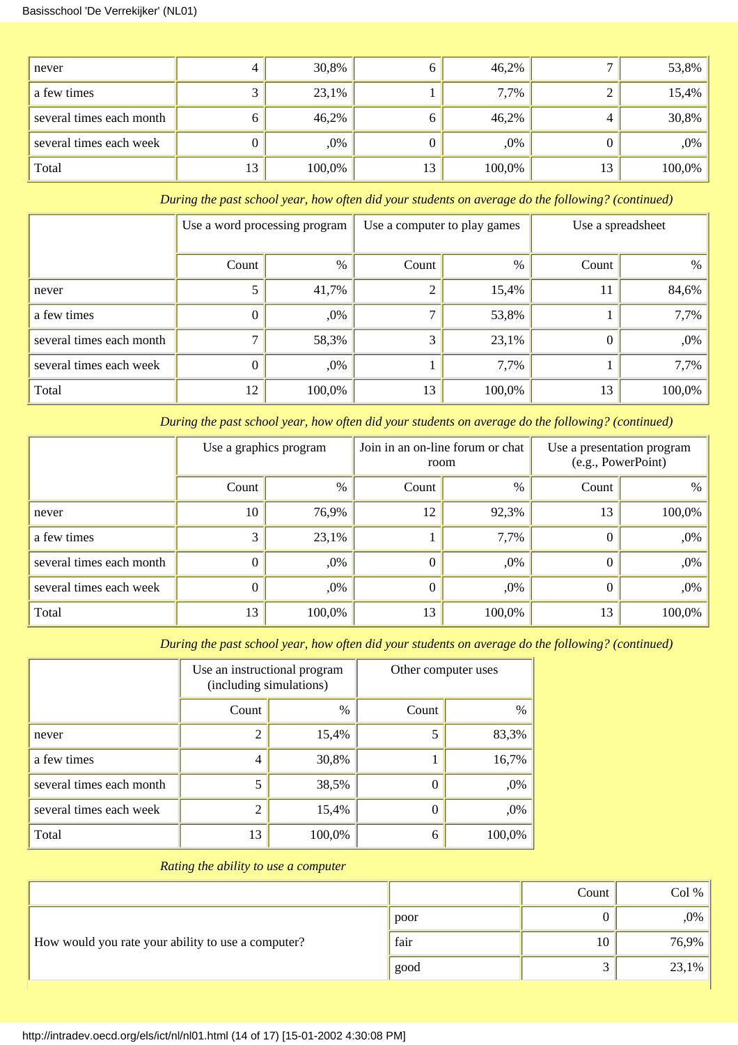| | | | | | | |
|---|---|---|---|---|---|---|
| never | 4 | 30,8% | 6 | 46,2% | 7 | 53,8% |
| a few times | 3 | 23,1% | 1 | 7,7% | 2 | 15,4% |
| several times each month | 6 | 46,2% | 6 | 46,2% | 4 | 30,8% |
| several times each week | 0 | ,0% | 0 | ,0% | 0 | ,0% |
| Total | 13 | 100,0% | 13 | 100,0% | 13 | 100,0% |

*During the past school year, how often did your students on average do the following? (continued)*

| | Use a word processing program | | Use a computer to play games | | Use a spreadsheet | |
|---|---|---|---|---|---|---|
| | Count | % | Count | % | Count | % |
| never | 5 | 41,7% | 2 | 15,4% | 11 | 84,6% |
| a few times | 0 | ,0% | 7 | 53,8% | 1 | 7,7% |
| several times each month | 7 | 58,3% | 3 | 23,1% | 0 | ,0% |
| several times each week | 0 | ,0% | 1 | 7,7% | 1 | 7,7% |
| Total | 12 | 100,0% | 13 | 100,0% | 13 | 100,0% |

*During the past school year, how often did your students on average do the following? (continued)*

| | Use a graphics program | | Join in an on-line forum or chat room | | Use a presentation program (e.g., PowerPoint) | |
|---|---|---|---|---|---|---|
| | Count | % | Count | % | Count | % |
| never | 10 | 76,9% | 12 | 92,3% | 13 | 100,0% |
| a few times | 3 | 23,1% | 1 | 7,7% | 0 | ,0% |
| several times each month | 0 | ,0% | 0 | ,0% | 0 | ,0% |
| several times each week | 0 | ,0% | 0 | ,0% | 0 | ,0% |
| Total | 13 | 100,0% | 13 | 100,0% | 13 | 100,0% |

*During the past school year, how often did your students on average do the following? (continued)*

| | Use an instructional program (including simulations) | | Other computer uses | |
|---|---|---|---|---|
| | Count | % | Count | % |
| never | 2 | 15,4% | 5 | 83,3% |
| a few times | 4 | 30,8% | 1 | 16,7% |
| several times each month | 5 | 38,5% | 0 | ,0% |
| several times each week | 2 | 15,4% | 0 | ,0% |
| Total | 13 | 100,0% | 6 | 100,0% |

*Rating the ability to use a computer*

| | | Count | Col % |
|---|---|---|---|
| How would you rate your ability to use a computer? | poor | 0 | ,0% |
| | fair | 10 | 76,9% |
| | good | 3 | 23,1% |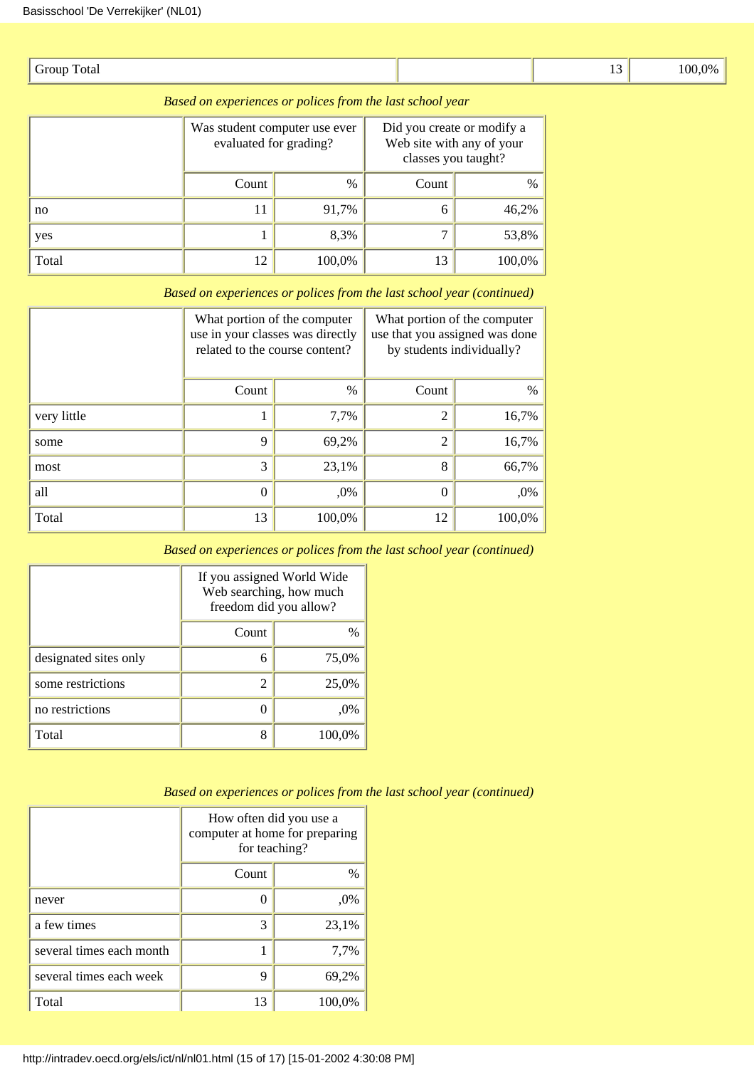| Group Total | | 13 | 100,0% |
|---|---|---|---|

*Based on experiences or polices from the last school year*

| | Was student computer use ever evaluated for grading? | | Did you create or modify a Web site with any of your classes you taught? | |
|---|---|---|---|---|
| | Count | % | Count | % |
| no | 11 | 91,7% | 6 | 46,2% |
| yes | 1 | 8,3% | 7 | 53,8% |
| Total | 12 | 100,0% | 13 | 100,0% |

*Based on experiences or polices from the last school year (continued)*

| | What portion of the computer use in your classes was directly related to the course content? | | What portion of the computer use that you assigned was done by students individually? | |
|---|---|---|---|---|
| | Count | % | Count | % |
| very little | 1 | 7,7% | 2 | 16,7% |
| some | 9 | 69,2% | 2 | 16,7% |
| most | 3 | 23,1% | 8 | 66,7% |
| all | 0 | ,0% | 0 | ,0% |
| Total | 13 | 100,0% | 12 | 100,0% |

*Based on experiences or polices from the last school year (continued)*

| | If you assigned World Wide Web searching, how much freedom did you allow? | |
|---|---|---|
| | Count | % |
| designated sites only | 6 | 75,0% |
| some restrictions | 2 | 25,0% |
| no restrictions | 0 | ,0% |
| Total | 8 | 100,0% |

*Based on experiences or polices from the last school year (continued)*

| | How often did you use a computer at home for preparing for teaching? | |
|---|---|---|
| | Count | % |
| never | 0 | ,0% |
| a few times | 3 | 23,1% |
| several times each month | 1 | 7,7% |
| several times each week | 9 | 69,2% |
| Total | 13 | 100,0% |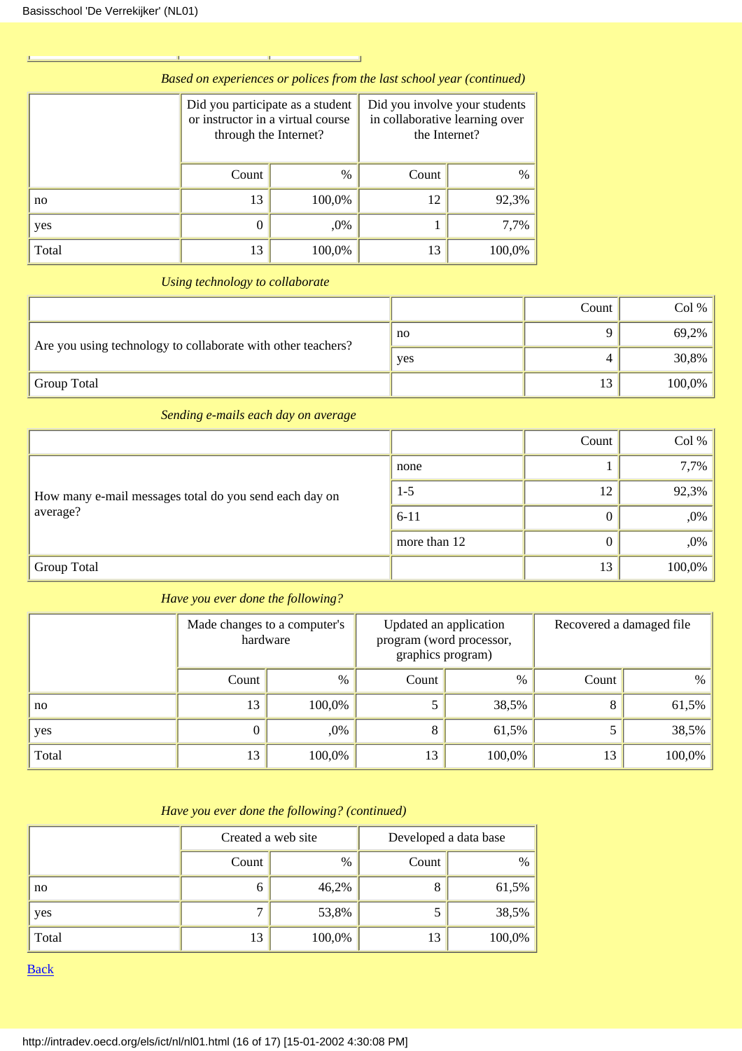*Based on experiences or polices from the last school year (continued)*

| | Did you participate as a student or instructor in a virtual course through the Internet? | | Did you involve your students in collaborative learning over the Internet? | |
|---|---|---|---|---|
| | Count | % | Count | % |
| no | 13 | 100,0% | 12 | 92,3% |
| yes | 0 | ,0% | 1 | 7,7% |
| Total | 13 | 100,0% | 13 | 100,0% |

*Using technology to collaborate*

| | | Count | Col % |
|---|---|---|---|
| Are you using technology to collaborate with other teachers? | no | 9 | 69,2% |
| | yes | 4 | 30,8% |
| Group Total | | 13 | 100,0% |

*Sending e-mails each day on average*

| | | Count | Col % |
|---|---|---|---|
| How many e-mail messages total do you send each day on average? | none | 1 | 7,7% |
| | 1-5 | 12 | 92,3% |
| | 6-11 | 0 | ,0% |
| | more than 12 | 0 | ,0% |
| Group Total | | 13 | 100,0% |

*Have you ever done the following?*

| | Made changes to a computer's hardware | | Updated an application program (word processor, graphics program) | | Recovered a damaged file | |
|---|---|---|---|---|---|---|
| | Count | % | Count | % | Count | % |
| no | 13 | 100,0% | 5 | 38,5% | 8 | 61,5% |
| yes | 0 | ,0% | 8 | 61,5% | 5 | 38,5% |
| Total | 13 | 100,0% | 13 | 100,0% | 13 | 100,0% |

*Have you ever done the following? (continued)*

| | Created a web site | | Developed a data base | |
|---|---|---|---|---|
| | Count | % | Count | % |
| no | 6 | 46,2% | 8 | 61,5% |
| yes | 7 | 53,8% | 5 | 38,5% |
| Total | 13 | 100,0% | 13 | 100,0% |

Back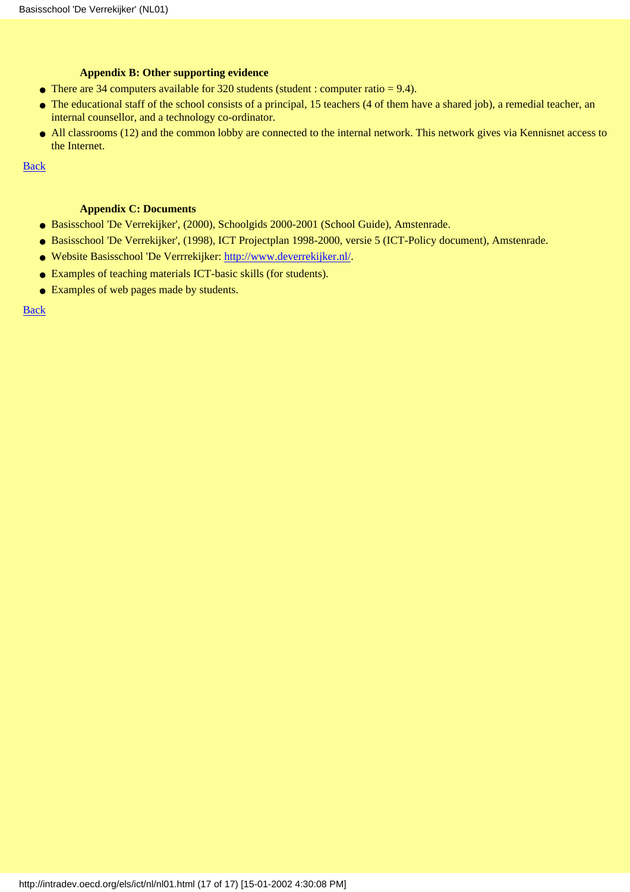### Appendix B: Other supporting evidence

- There are 34 computers available for 320 students (student : computer ratio = 9.4).
- The educational staff of the school consists of a principal, 15 teachers (4 of them have a shared job), a remedial teacher, an internal counsellor, and a technology co-ordinator.
- All classrooms (12) and the common lobby are connected to the internal network. This network gives via Kennisnet access to the Internet.

Back

### Appendix C: Documents

- Basisschool 'De Verrekijker', (2000), Schoolgids 2000-2001 (School Guide), Amstenrade.
- Basisschool 'De Verrekijker', (1998), ICT Projectplan 1998-2000, versie 5 (ICT-Policy document), Amstenrade.
- Website Basisschool 'De Verrrekijker: http://www.deverrekijker.nl/.
- Examples of teaching materials ICT-basic skills (for students).
- Examples of web pages made by students.

Back